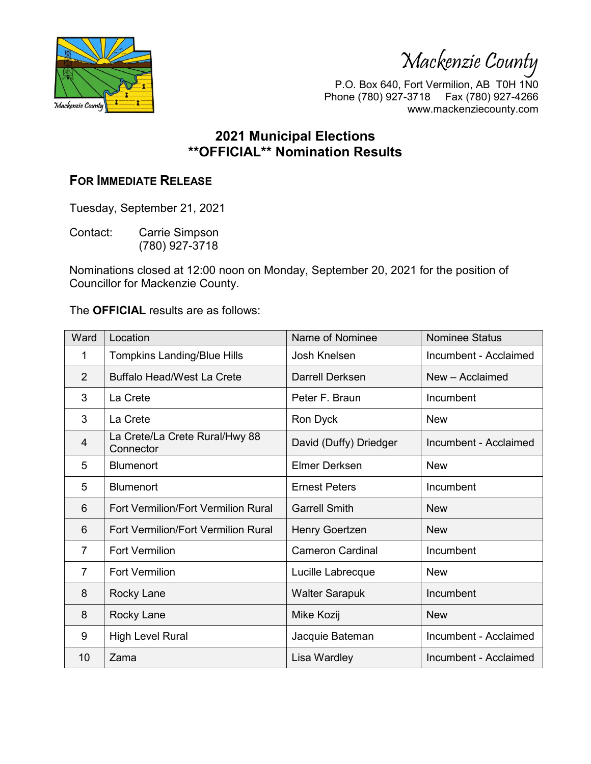Mackenzie County

P.O. Box 640, Fort Vermilion, AB T0H 1N0
Phone (780) 927-3718 Fax (780) 927-4266
www.mackenziecounty.com

# 2021 Municipal Elections
# **OFFICIAL** Nomination Results

## FOR IMMEDIATE RELEASE

Tuesday, September 21, 2021

Contact: Carrie Simpson
(780) 927-3718

Nominations closed at 12:00 noon on Monday, September 20, 2021 for the position of Councillor for Mackenzie County.

The **OFFICIAL** results are as follows:

| Ward | Location | Name of Nominee | Nominee Status |
|---|---|---|---|
| 1 | Tompkins Landing/Blue Hills | Josh Knelsen | Incumbent - Acclaimed |
| 2 | Buffalo Head/West La Crete | Darrell Derksen | New – Acclaimed |
| 3 | La Crete | Peter F. Braun | Incumbent |
| 3 | La Crete | Ron Dyck | New |
| 4 | La Crete/La Crete Rural/Hwy 88 Connector | David (Duffy) Driedger | Incumbent - Acclaimed |
| 5 | Blumenort | Elmer Derksen | New |
| 5 | Blumenort | Ernest Peters | Incumbent |
| 6 | Fort Vermilion/Fort Vermilion Rural | Garrell Smith | New |
| 6 | Fort Vermilion/Fort Vermilion Rural | Henry Goertzen | New |
| 7 | Fort Vermilion | Cameron Cardinal | Incumbent |
| 7 | Fort Vermilion | Lucille Labrecque | New |
| 8 | Rocky Lane | Walter Sarapuk | Incumbent |
| 8 | Rocky Lane | Mike Kozij | New |
| 9 | High Level Rural | Jacquie Bateman | Incumbent - Acclaimed |
| 10 | Zama | Lisa Wardley | Incumbent - Acclaimed |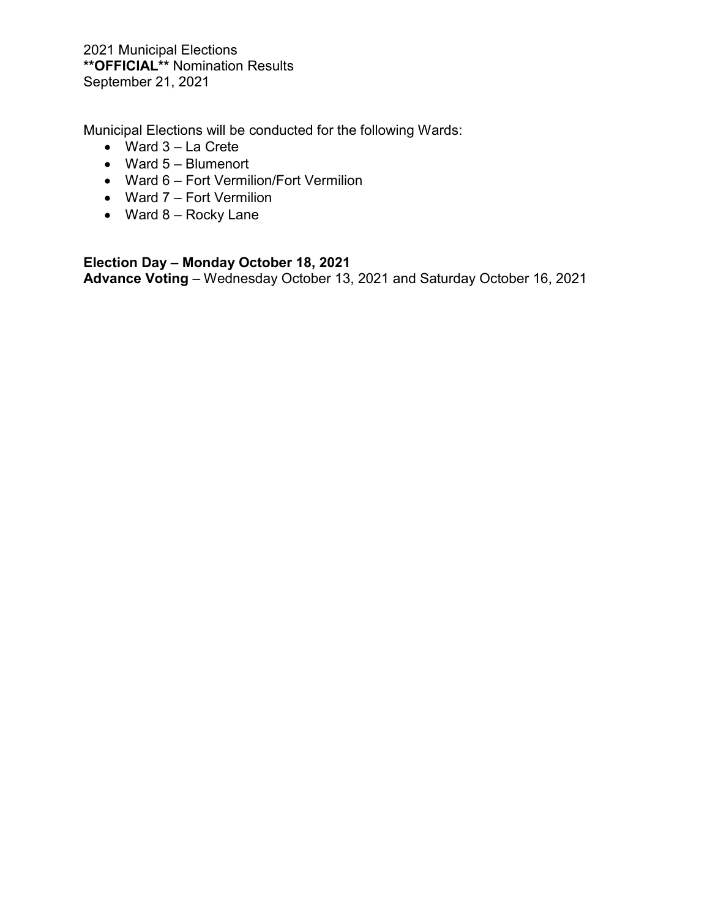2021 Municipal Elections
**OFFICIAL** Nomination Results
September 21, 2021

Municipal Elections will be conducted for the following Wards:

- Ward 3 – La Crete
- Ward 5 – Blumenort
- Ward 6 – Fort Vermilion/Fort Vermilion
- Ward 7 – Fort Vermilion
- Ward 8 – Rocky Lane

**Election Day – Monday October 18, 2021**
**Advance Voting** – Wednesday October 13, 2021 and Saturday October 16, 2021